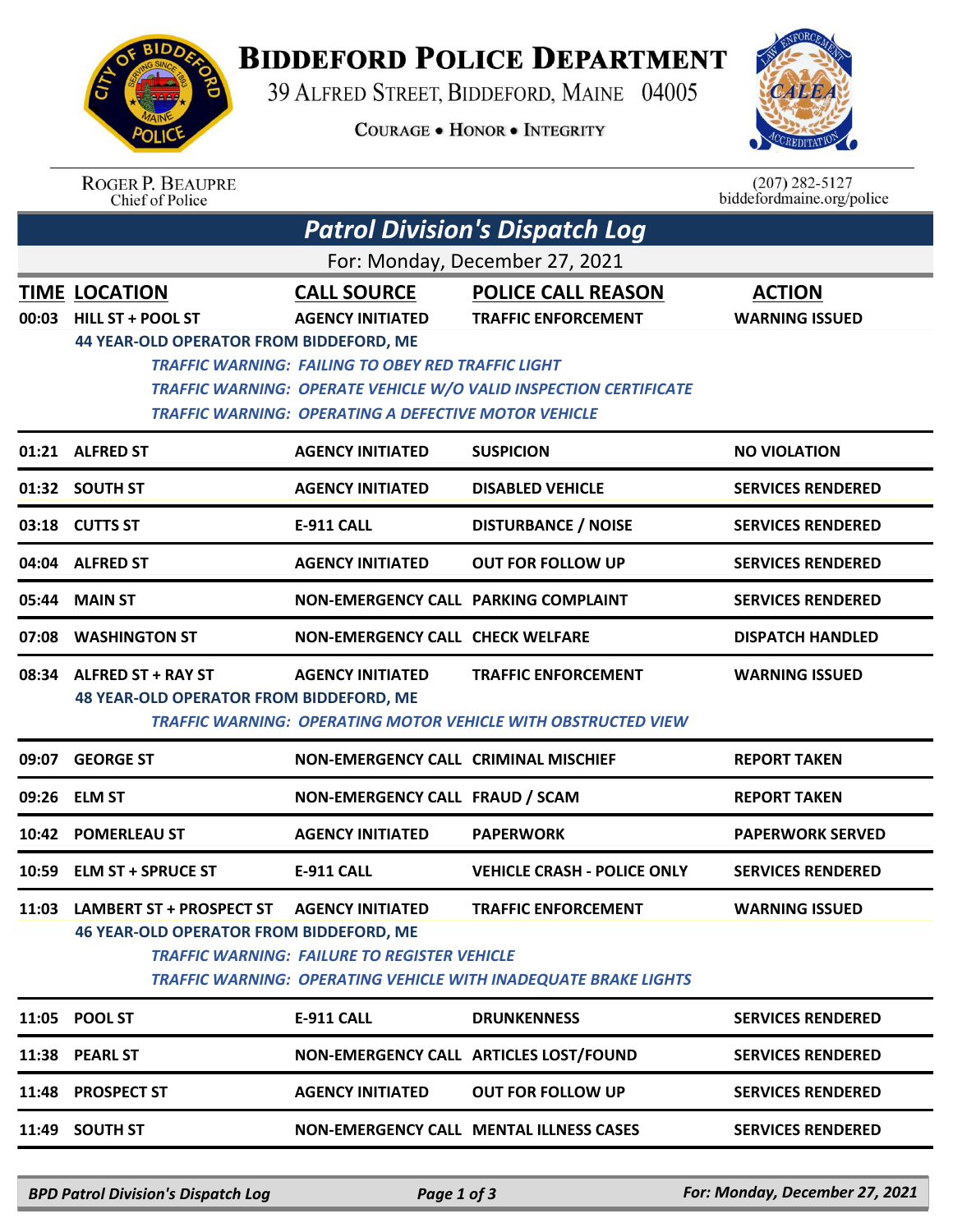# BIDDEFORD POLICE DEPARTMENT

39 ALFRED STREET, BIDDEFORD, MAINE 04005

COURAGE • HONOR • INTEGRITY

ROGER P. BEAUPRE
Chief of Police

(207) 282-5127
biddefordmaine.org/police

## *Patrol Division's Dispatch Log*

For: Monday, December 27, 2021

| TIME | LOCATION | CALL SOURCE | POLICE CALL REASON | ACTION |
|---|---|---|---|---|
| 00:03 | HILL ST + POOL ST | AGENCY INITIATED | TRAFFIC ENFORCEMENT | WARNING ISSUED |
| | 44 YEAR-OLD OPERATOR FROM BIDDEFORD, ME | | | |
| | *TRAFFIC WARNING: FAILING TO OBEY RED TRAFFIC LIGHT* | | | |
| | *TRAFFIC WARNING: OPERATE VEHICLE W/O VALID INSPECTION CERTIFICATE* | | | |
| | *TRAFFIC WARNING: OPERATING A DEFECTIVE MOTOR VEHICLE* | | | |
| 01:21 | ALFRED ST | AGENCY INITIATED | SUSPICION | NO VIOLATION |
| 01:32 | SOUTH ST | AGENCY INITIATED | DISABLED VEHICLE | SERVICES RENDERED |
| 03:18 | CUTTS ST | E-911 CALL | DISTURBANCE / NOISE | SERVICES RENDERED |
| 04:04 | ALFRED ST | AGENCY INITIATED | OUT FOR FOLLOW UP | SERVICES RENDERED |
| 05:44 | MAIN ST | NON-EMERGENCY CALL | PARKING COMPLAINT | SERVICES RENDERED |
| 07:08 | WASHINGTON ST | NON-EMERGENCY CALL | CHECK WELFARE | DISPATCH HANDLED |
| 08:34 | ALFRED ST + RAY ST | AGENCY INITIATED | TRAFFIC ENFORCEMENT | WARNING ISSUED |
| | 48 YEAR-OLD OPERATOR FROM BIDDEFORD, ME | | | |
| | *TRAFFIC WARNING: OPERATING MOTOR VEHICLE WITH OBSTRUCTED VIEW* | | | |
| 09:07 | GEORGE ST | NON-EMERGENCY CALL | CRIMINAL MISCHIEF | REPORT TAKEN |
| 09:26 | ELM ST | NON-EMERGENCY CALL | FRAUD / SCAM | REPORT TAKEN |
| 10:42 | POMERLEAU ST | AGENCY INITIATED | PAPERWORK | PAPERWORK SERVED |
| 10:59 | ELM ST + SPRUCE ST | E-911 CALL | VEHICLE CRASH - POLICE ONLY | SERVICES RENDERED |
| 11:03 | LAMBERT ST + PROSPECT ST | AGENCY INITIATED | TRAFFIC ENFORCEMENT | WARNING ISSUED |
| | 46 YEAR-OLD OPERATOR FROM BIDDEFORD, ME | | | |
| | *TRAFFIC WARNING: FAILURE TO REGISTER VEHICLE* | | | |
| | *TRAFFIC WARNING: OPERATING VEHICLE WITH INADEQUATE BRAKE LIGHTS* | | | |
| 11:05 | POOL ST | E-911 CALL | DRUNKENNESS | SERVICES RENDERED |
| 11:38 | PEARL ST | NON-EMERGENCY CALL | ARTICLES LOST/FOUND | SERVICES RENDERED |
| 11:48 | PROSPECT ST | AGENCY INITIATED | OUT FOR FOLLOW UP | SERVICES RENDERED |
| 11:49 | SOUTH ST | NON-EMERGENCY CALL | MENTAL ILLNESS CASES | SERVICES RENDERED |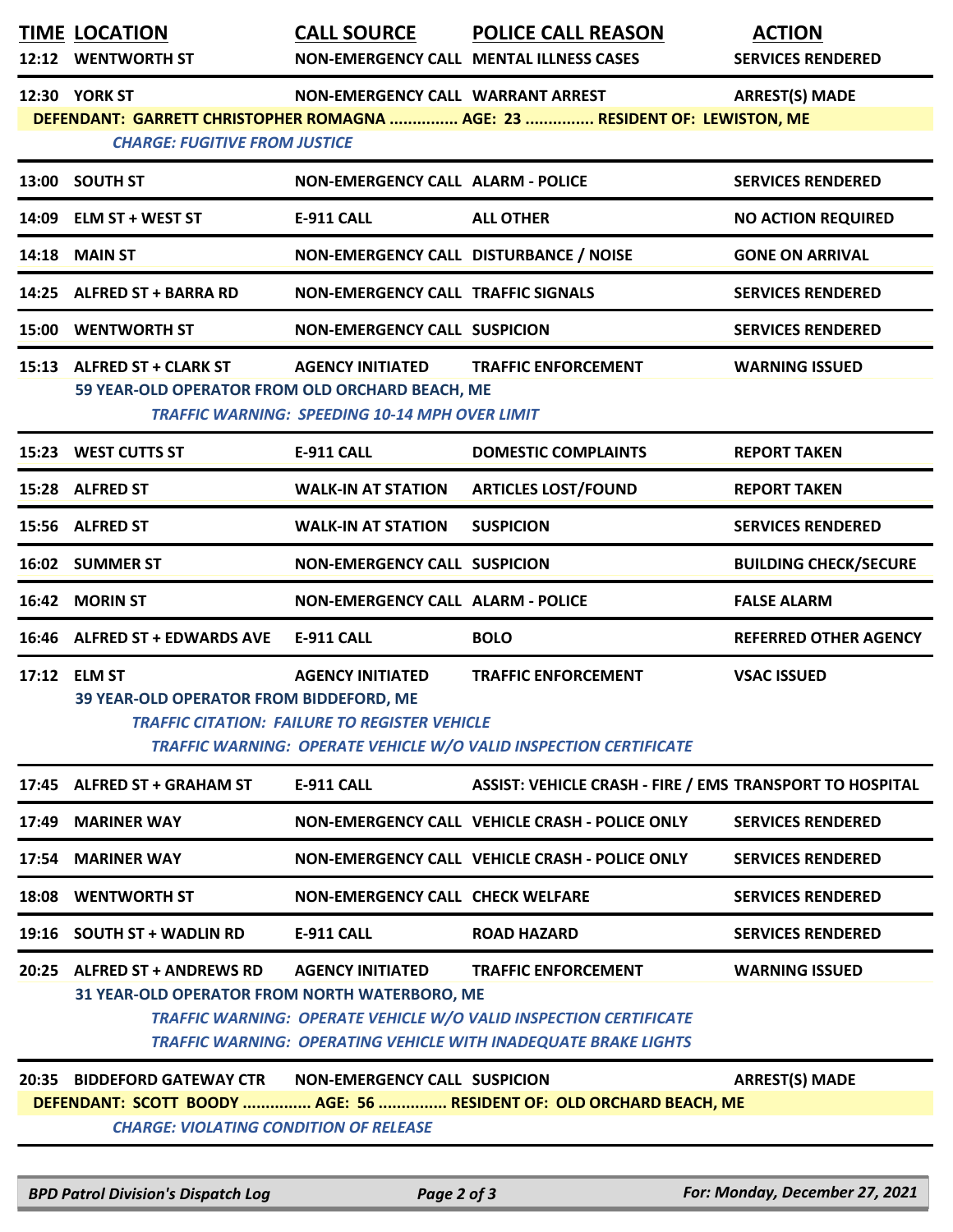| TIME | LOCATION | CALL SOURCE | POLICE CALL REASON | ACTION |
|---|---|---|---|---|
| 12:12 | WENTWORTH ST | NON-EMERGENCY CALL | MENTAL ILLNESS CASES | SERVICES RENDERED |
| 12:30 | YORK ST | NON-EMERGENCY CALL | WARRANT ARREST | ARREST(S) MADE |
| | DEFENDANT: GARRETT CHRISTOPHER ROMAGNA ............... AGE: 23 ............... RESIDENT OF: LEWISTON, ME | | | |
| | *CHARGE: FUGITIVE FROM JUSTICE* | | | |
| 13:00 | SOUTH ST | NON-EMERGENCY CALL | ALARM - POLICE | SERVICES RENDERED |
| 14:09 | ELM ST + WEST ST | E-911 CALL | ALL OTHER | NO ACTION REQUIRED |
| 14:18 | MAIN ST | NON-EMERGENCY CALL | DISTURBANCE / NOISE | GONE ON ARRIVAL |
| 14:25 | ALFRED ST + BARRA RD | NON-EMERGENCY CALL | TRAFFIC SIGNALS | SERVICES RENDERED |
| 15:00 | WENTWORTH ST | NON-EMERGENCY CALL | SUSPICION | SERVICES RENDERED |
| 15:13 | ALFRED ST + CLARK ST | AGENCY INITIATED | TRAFFIC ENFORCEMENT | WARNING ISSUED |
| | 59 YEAR-OLD OPERATOR FROM OLD ORCHARD BEACH, ME | | | |
| | *TRAFFIC WARNING: SPEEDING 10-14 MPH OVER LIMIT* | | | |
| 15:23 | WEST CUTTS ST | E-911 CALL | DOMESTIC COMPLAINTS | REPORT TAKEN |
| 15:28 | ALFRED ST | WALK-IN AT STATION | ARTICLES LOST/FOUND | REPORT TAKEN |
| 15:56 | ALFRED ST | WALK-IN AT STATION | SUSPICION | SERVICES RENDERED |
| 16:02 | SUMMER ST | NON-EMERGENCY CALL | SUSPICION | BUILDING CHECK/SECURE |
| 16:42 | MORIN ST | NON-EMERGENCY CALL | ALARM - POLICE | FALSE ALARM |
| 16:46 | ALFRED ST + EDWARDS AVE | E-911 CALL | BOLO | REFERRED OTHER AGENCY |
| 17:12 | ELM ST | AGENCY INITIATED | TRAFFIC ENFORCEMENT | VSAC ISSUED |
| | 39 YEAR-OLD OPERATOR FROM BIDDEFORD, ME | | | |
| | *TRAFFIC CITATION: FAILURE TO REGISTER VEHICLE* | | | |
| | *TRAFFIC WARNING: OPERATE VEHICLE W/O VALID INSPECTION CERTIFICATE* | | | |
| 17:45 | ALFRED ST + GRAHAM ST | E-911 CALL | ASSIST: VEHICLE CRASH - FIRE / EMS | TRANSPORT TO HOSPITAL |
| 17:49 | MARINER WAY | NON-EMERGENCY CALL | VEHICLE CRASH - POLICE ONLY | SERVICES RENDERED |
| 17:54 | MARINER WAY | NON-EMERGENCY CALL | VEHICLE CRASH - POLICE ONLY | SERVICES RENDERED |
| 18:08 | WENTWORTH ST | NON-EMERGENCY CALL | CHECK WELFARE | SERVICES RENDERED |
| 19:16 | SOUTH ST + WADLIN RD | E-911 CALL | ROAD HAZARD | SERVICES RENDERED |
| 20:25 | ALFRED ST + ANDREWS RD | AGENCY INITIATED | TRAFFIC ENFORCEMENT | WARNING ISSUED |
| | 31 YEAR-OLD OPERATOR FROM NORTH WATERBORO, ME | | | |
| | *TRAFFIC WARNING: OPERATE VEHICLE W/O VALID INSPECTION CERTIFICATE* | | | |
| | *TRAFFIC WARNING: OPERATING VEHICLE WITH INADEQUATE BRAKE LIGHTS* | | | |
| 20:35 | BIDDEFORD GATEWAY CTR | NON-EMERGENCY CALL | SUSPICION | ARREST(S) MADE |
| | DEFENDANT: SCOTT BOODY ............... AGE: 56 ............... RESIDENT OF: OLD ORCHARD BEACH, ME | | | |
| | *CHARGE: VIOLATING CONDITION OF RELEASE* | | | |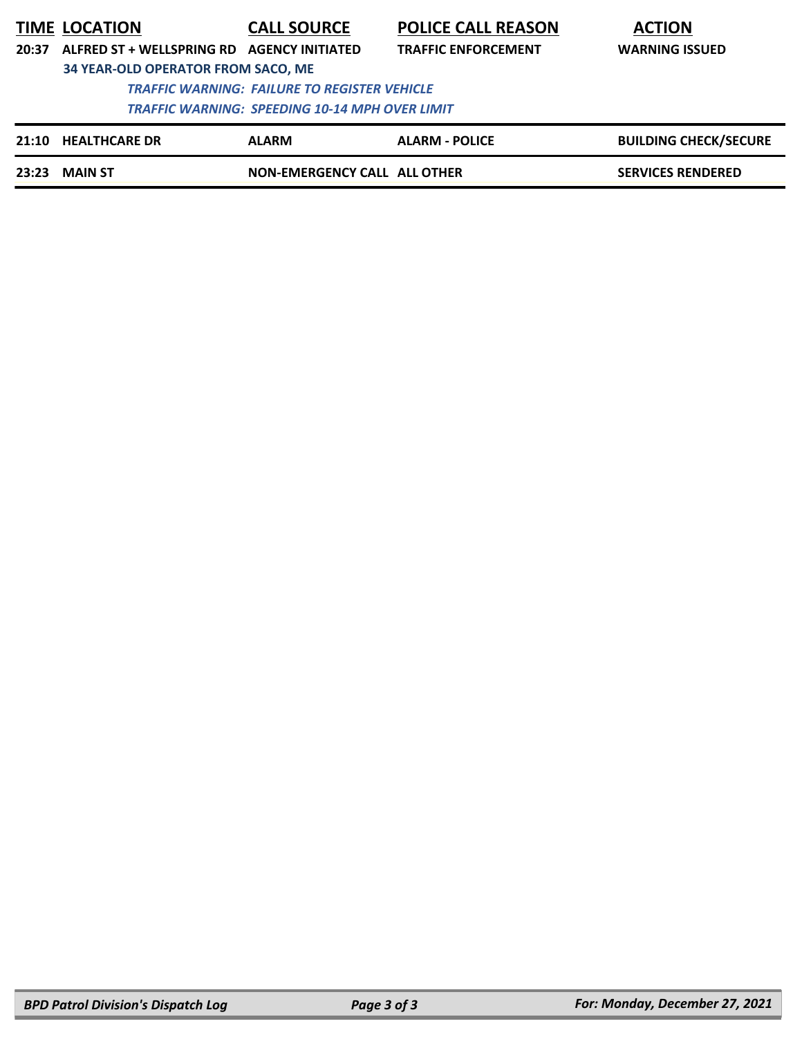| TIME | LOCATION | CALL SOURCE | POLICE CALL REASON | ACTION |
|---|---|---|---|---|
| 20:37 | ALFRED ST + WELLSPRING RD | AGENCY INITIATED | TRAFFIC ENFORCEMENT | WARNING ISSUED |
| | 34 YEAR-OLD OPERATOR FROM SACO, ME | | | |
| | | *TRAFFIC WARNING: FAILURE TO REGISTER VEHICLE* | | |
| | | *TRAFFIC WARNING: SPEEDING 10-14 MPH OVER LIMIT* | | |
| 21:10 | HEALTHCARE DR | ALARM | ALARM - POLICE | BUILDING CHECK/SECURE |
| 23:23 | MAIN ST | NON-EMERGENCY CALL | ALL OTHER | SERVICES RENDERED |